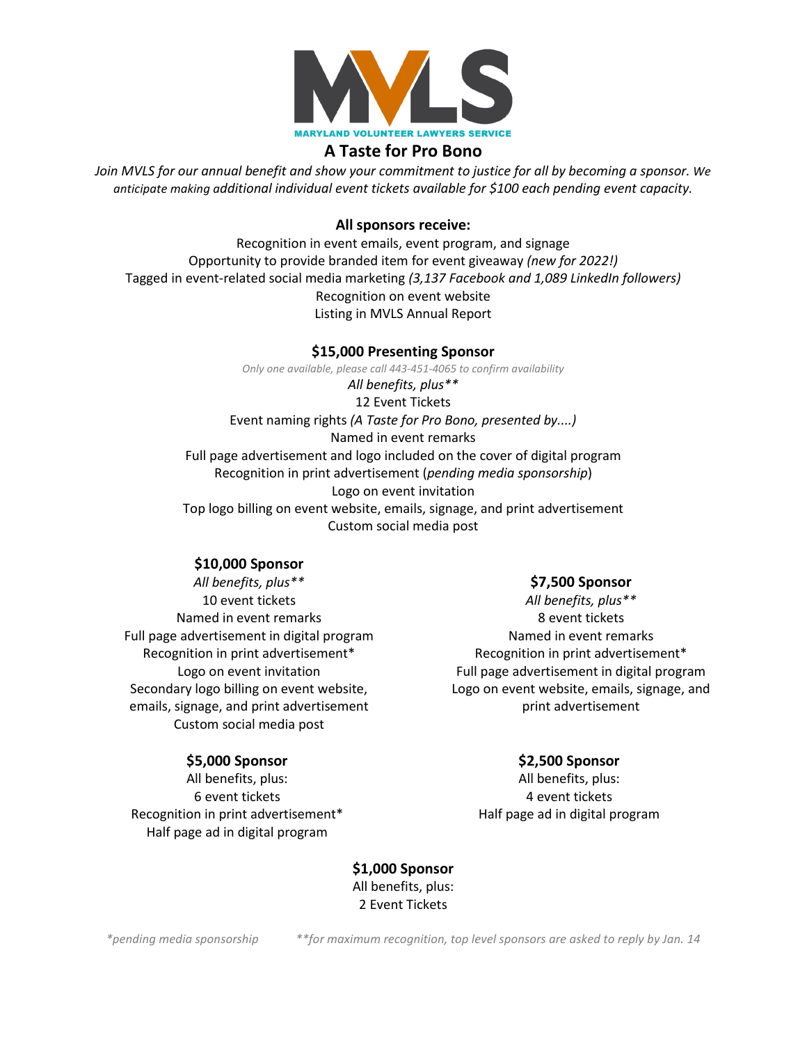MVLS

MARYLAND VOLUNTEER LAWYERS SERVICE

# A Taste for Pro Bono

*Join MVLS for our annual benefit and show your commitment to justice for all by becoming a sponsor. We anticipate making additional individual event tickets available for $100 each pending event capacity.*

### All sponsors receive:

Recognition in event emails, event program, and signage
Opportunity to provide branded item for event giveaway *(new for 2022!)*
Tagged in event-related social media marketing *(3,137 Facebook and 1,089 LinkedIn followers)*
Recognition on event website
Listing in MVLS Annual Report

### $15,000 Presenting Sponsor

*Only one available, please call 443-451-4065 to confirm availability*

*All benefits, plus***
12 Event Tickets
Event naming rights *(A Taste for Pro Bono, presented by....)*
Named in event remarks
Full page advertisement and logo included on the cover of digital program
Recognition in print advertisement (*pending media sponsorship*)
Logo on event invitation
Top logo billing on event website, emails, signage, and print advertisement
Custom social media post

### $10,000 Sponsor

*All benefits, plus***
10 event tickets
Named in event remarks
Full page advertisement in digital program
Recognition in print advertisement*
Logo on event invitation
Secondary logo billing on event website, emails, signage, and print advertisement
Custom social media post

### $7,500 Sponsor

*All benefits, plus***
8 event tickets
Named in event remarks
Recognition in print advertisement*
Full page advertisement in digital program
Logo on event website, emails, signage, and print advertisement

### $5,000 Sponsor

All benefits, plus:
6 event tickets
Recognition in print advertisement*
Half page ad in digital program

### $2,500 Sponsor

All benefits, plus:
4 event tickets
Half page ad in digital program

### $1,000 Sponsor

All benefits, plus:
2 Event Tickets

*\*pending media sponsorship* *\*\*for maximum recognition, top level sponsors are asked to reply by Jan. 14*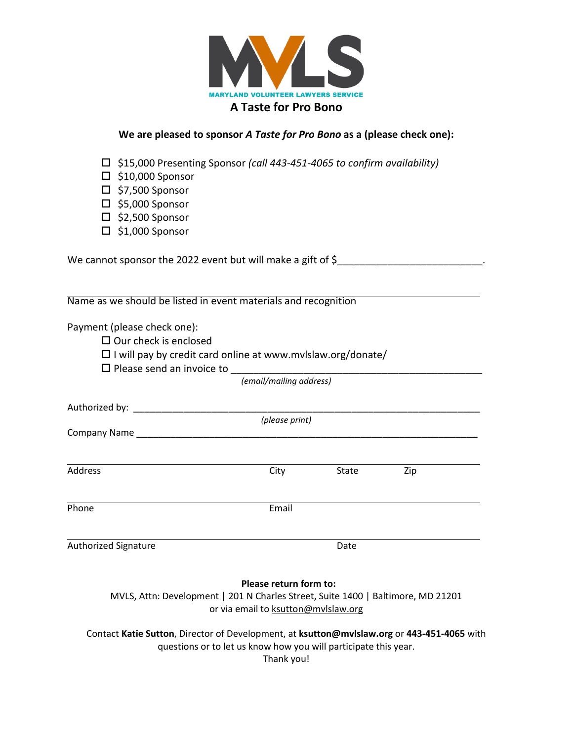MVLS

MARYLAND VOLUNTEER LAWYERS SERVICE

# A Taste for Pro Bono

**We are pleased to sponsor *A Taste for Pro Bono* as a (please check one):**

- ☐ $15,000 Presenting Sponsor *(call 443-451-4065 to confirm availability)*
- ☐ $10,000 Sponsor
- ☐ $7,500 Sponsor
- ☐ $5,000 Sponsor
- ☐ $2,500 Sponsor
- ☐ $1,000 Sponsor

We cannot sponsor the 2022 event but will make a gift of $_________________________.

_______________________________________________________________

Name as we should be listed in event materials and recognition

Payment (please check one):

- ☐ Our check is enclosed
- ☐ I will pay by credit card online at www.mvlslaw.org/donate/
- ☐ Please send an invoice to _____________________________________________ *(email/mailing address)*

Authorized by: _______________________________________________________ *(please print)*

Company Name _______________________________________________________

_______________________________________________________________

Address City State Zip

_______________________________________________________________

Phone Email

_______________________________________________________________

Authorized Signature Date

**Please return form to:**

MVLS, Attn: Development | 201 N Charles Street, Suite 1400 | Baltimore, MD 21201

or via email to ksutton@mvlslaw.org

Contact **Katie Sutton**, Director of Development, at **ksutton@mvlslaw.org** or **443-451-4065** with questions or to let us know how you will participate this year.

Thank you!